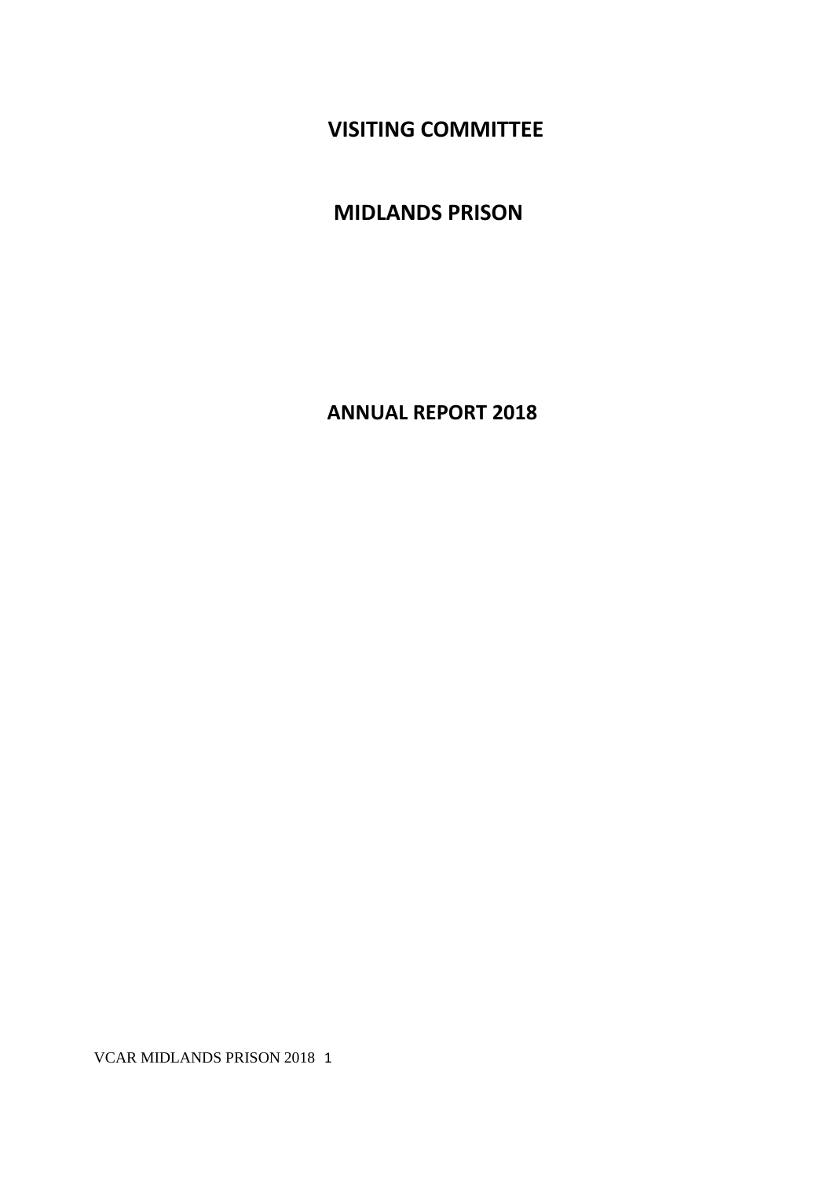# VISITING COMMITTEE

# MIDLANDS PRISON

# ANNUAL REPORT 2018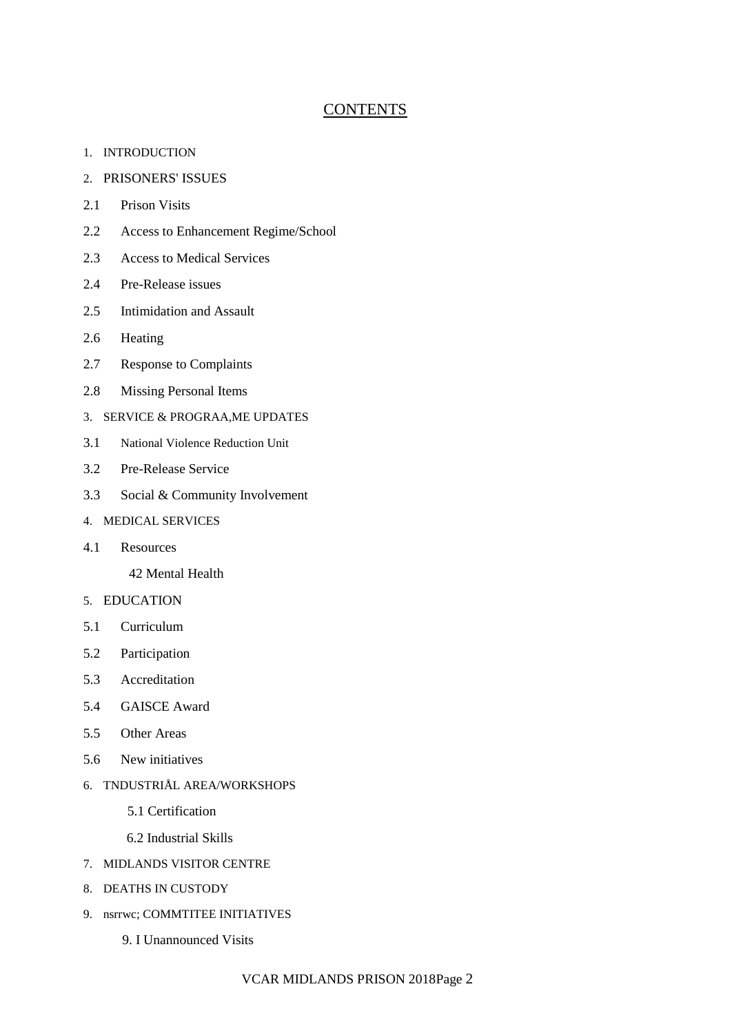# CONTENTS

1. INTRODUCTION
2. PRISONERS' ISSUES

2.1 Prison Visits

2.2 Access to Enhancement Regime/School

2.3 Access to Medical Services

2.4 Pre-Release issues

2.5 Intimidation and Assault

2.6 Heating

2.7 Response to Complaints

2.8 Missing Personal Items

3. SERVICE & PROGRAA,ME UPDATES

3.1 National Violence Reduction Unit

3.2 Pre-Release Service

3.3 Social & Community Involvement

4. MEDICAL SERVICES

4.1 Resources

42 Mental Health

5. EDUCATION

5.1 Curriculum

5.2 Participation

5.3 Accreditation

5.4 GAISCE Award

5.5 Other Areas

5.6 New initiatives

6. TNDUSTRIÅL AREA/WORKSHOPS

5.1 Certification

6.2 Industrial Skills

7. MIDLANDS VISITOR CENTRE
8. DEATHS IN CUSTODY
9. nsrrwc; COMMTITEE INITIATIVES

9. I Unannounced Visits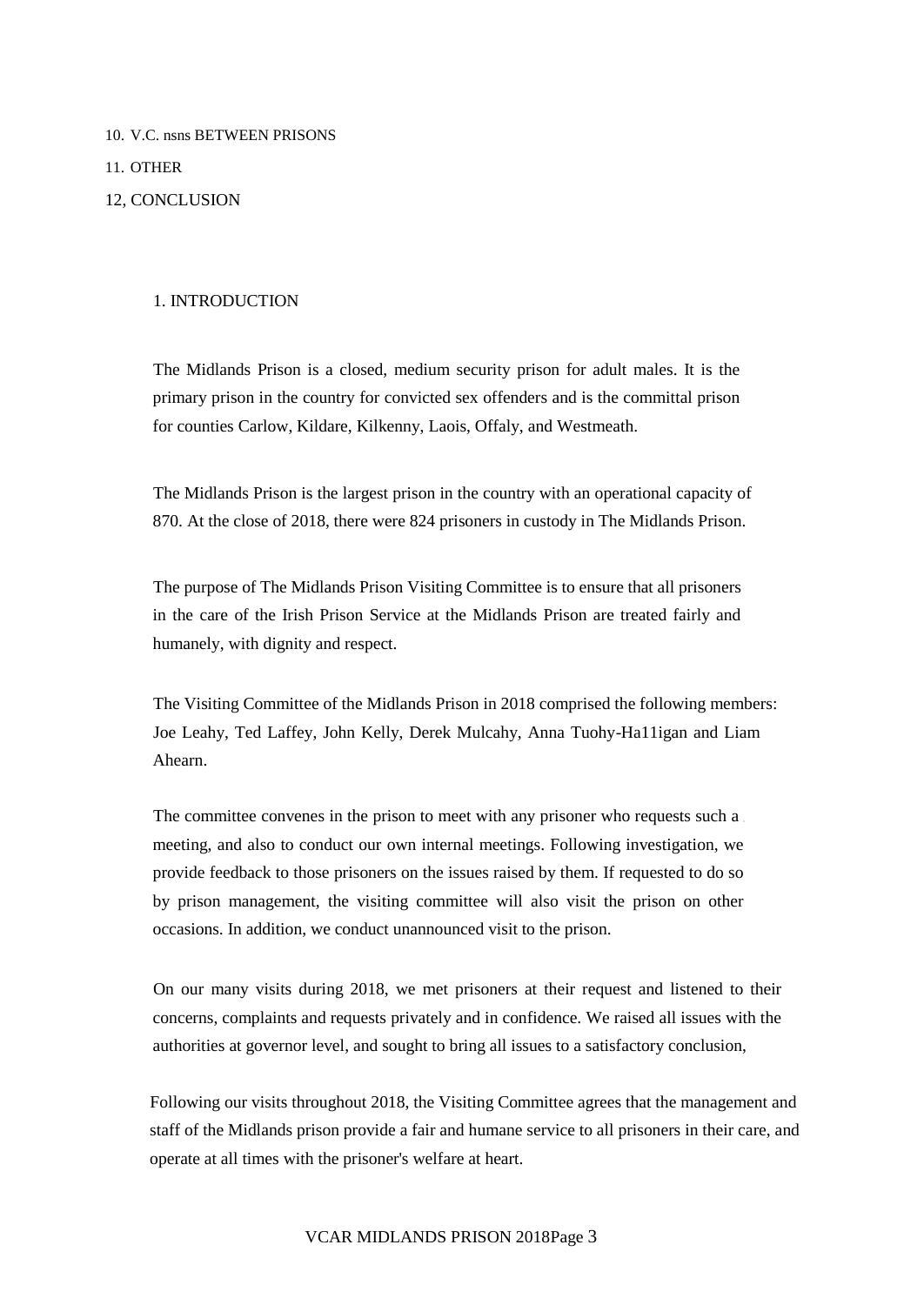10. V.C. nsns BETWEEN PRISONS

11. OTHER

12, CONCLUSION

## 1. INTRODUCTION

The Midlands Prison is a closed, medium security prison for adult males. It is the primary prison in the country for convicted sex offenders and is the committal prison for counties Carlow, Kildare, Kilkenny, Laois, Offaly, and Westmeath.

The Midlands Prison is the largest prison in the country with an operational capacity of 870. At the close of 2018, there were 824 prisoners in custody in The Midlands Prison.

The purpose of The Midlands Prison Visiting Committee is to ensure that all prisoners in the care of the Irish Prison Service at the Midlands Prison are treated fairly and humanely, with dignity and respect.

The Visiting Committee of the Midlands Prison in 2018 comprised the following members: Joe Leahy, Ted Laffey, John Kelly, Derek Mulcahy, Anna Tuohy-Ha11igan and Liam Ahearn.

The committee convenes in the prison to meet with any prisoner who requests such a meeting, and also to conduct our own internal meetings. Following investigation, we provide feedback to those prisoners on the issues raised by them. If requested to do so by prison management, the visiting committee will also visit the prison on other occasions. In addition, we conduct unannounced visit to the prison.

On our many visits during 2018, we met prisoners at their request and listened to their concerns, complaints and requests privately and in confidence. We raised all issues with the authorities at governor level, and sought to bring all issues to a satisfactory conclusion,

Following our visits throughout 2018, the Visiting Committee agrees that the management and staff of the Midlands prison provide a fair and humane service to all prisoners in their care, and operate at all times with the prisoner's welfare at heart.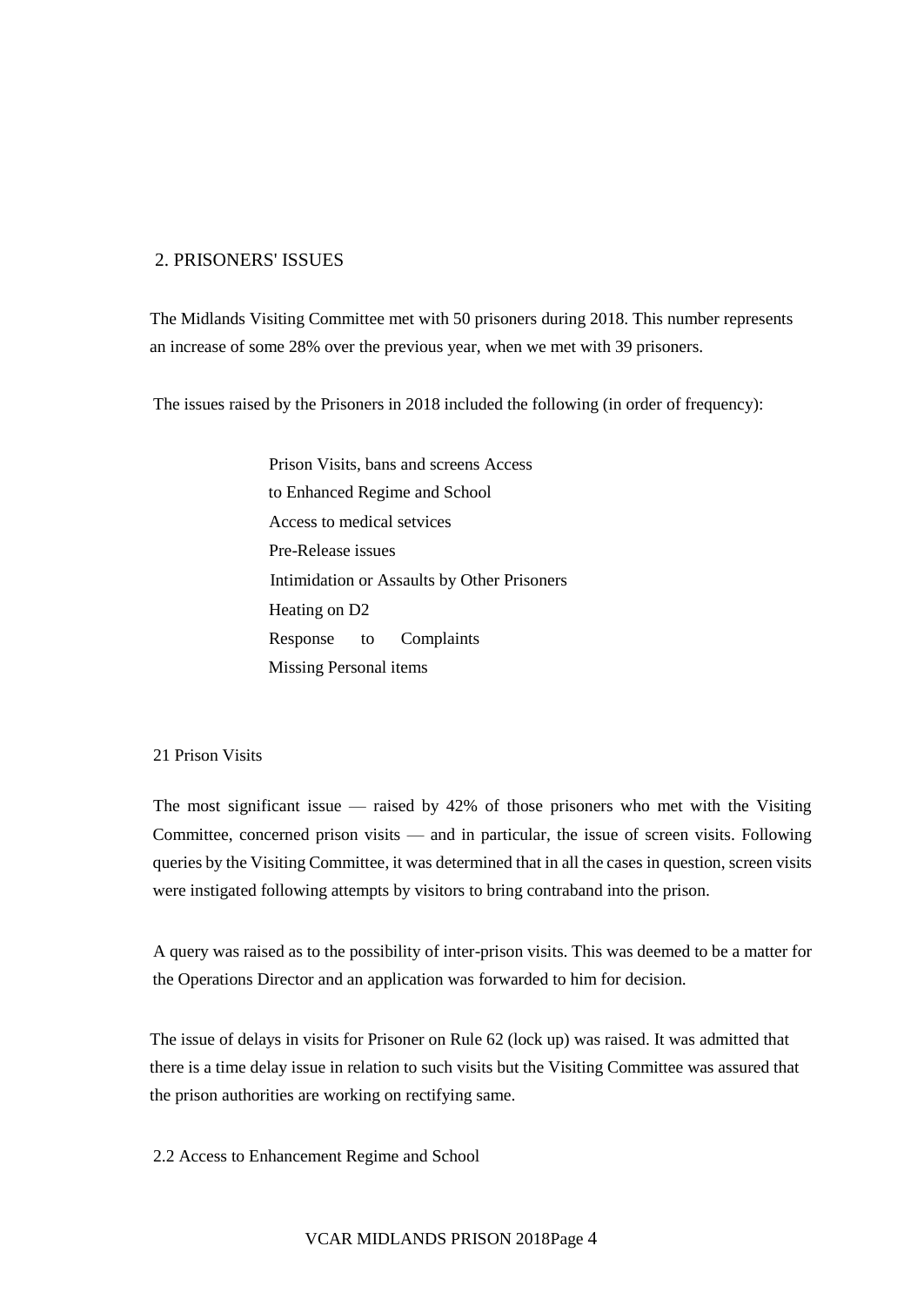## 2. PRISONERS' ISSUES

The Midlands Visiting Committee met with 50 prisoners during 2018. This number represents an increase of some 28% over the previous year, when we met with 39 prisoners.

The issues raised by the Prisoners in 2018 included the following (in order of frequency):

- Prison Visits, bans and screens
- Access to Enhanced Regime and School
- Access to medical setvices
- Pre-Release issues
- Intimidation or Assaults by Other Prisoners
- Heating on D2
- Response to Complaints
- Missing Personal items

### 21 Prison Visits

The most significant issue — raised by 42% of those prisoners who met with the Visiting Committee, concerned prison visits — and in particular, the issue of screen visits. Following queries by the Visiting Committee, it was determined that in all the cases in question, screen visits were instigated following attempts by visitors to bring contraband into the prison.

A query was raised as to the possibility of inter-prison visits. This was deemed to be a matter for the Operations Director and an application was forwarded to him for decision.

The issue of delays in visits for Prisoner on Rule 62 (lock up) was raised. It was admitted that there is a time delay issue in relation to such visits but the Visiting Committee was assured that the prison authorities are working on rectifying same.

### 2.2 Access to Enhancement Regime and School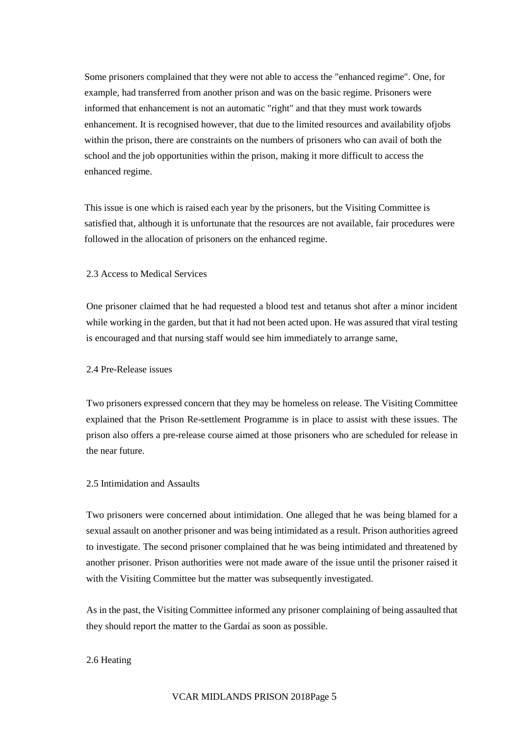Some prisoners complained that they were not able to access the "enhanced regime". One, for example, had transferred from another prison and was on the basic regime. Prisoners were informed that enhancement is not an automatic "right" and that they must work towards enhancement. It is recognised however, that due to the limited resources and availability ofjobs within the prison, there are constraints on the numbers of prisoners who can avail of both the school and the job opportunities within the prison, making it more difficult to access the enhanced regime.

This issue is one which is raised each year by the prisoners, but the Visiting Committee is satisfied that, although it is unfortunate that the resources are not available, fair procedures were followed in the allocation of prisoners on the enhanced regime.

### 2.3 Access to Medical Services

One prisoner claimed that he had requested a blood test and tetanus shot after a minor incident while working in the garden, but that it had not been acted upon. He was assured that viral testing is encouraged and that nursing staff would see him immediately to arrange same,

### 2.4 Pre-Release issues

Two prisoners expressed concern that they may be homeless on release. The Visiting Committee explained that the Prison Re-settlement Programme is in place to assist with these issues. The prison also offers a pre-release course aimed at those prisoners who are scheduled for release in the near future.

### 2.5 Intimidation and Assaults

Two prisoners were concerned about intimidation. One alleged that he was being blamed for a sexual assault on another prisoner and was being intimidated as a result. Prison authorities agreed to investigate. The second prisoner complained that he was being intimidated and threatened by another prisoner. Prison authorities were not made aware of the issue until the prisoner raised it with the Visiting Committee but the matter was subsequently investigated.

As in the past, the Visiting Committee informed any prisoner complaining of being assaulted that they should report the matter to the Gardaí as soon as possible.

### 2.6 Heating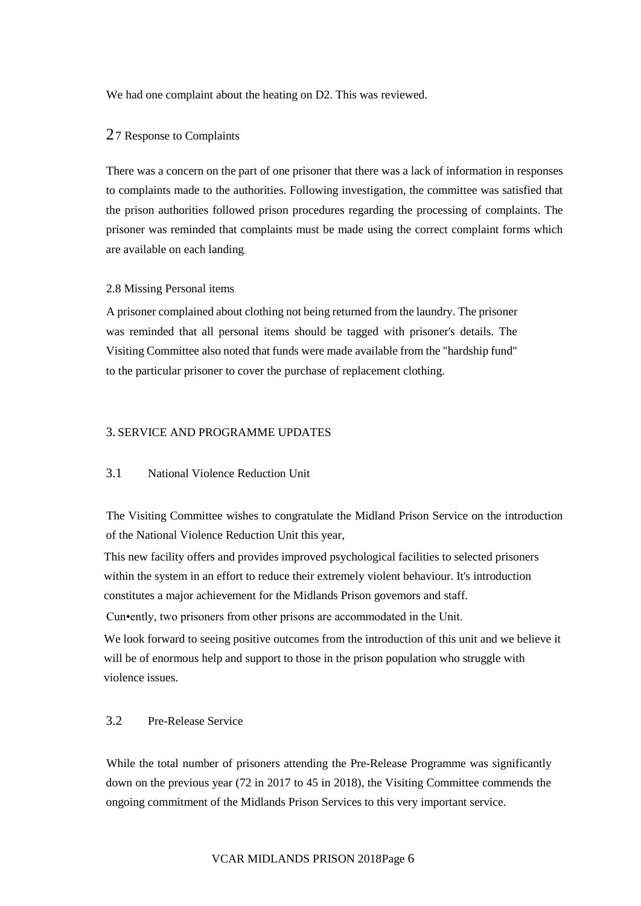We had one complaint about the heating on D2. This was reviewed.

## 2.7 Response to Complaints

There was a concern on the part of one prisoner that there was a lack of information in responses to complaints made to the authorities. Following investigation, the committee was satisfied that the prison authorities followed prison procedures regarding the processing of complaints. The prisoner was reminded that complaints must be made using the correct complaint forms which are available on each landing.

## 2.8 Missing Personal items

A prisoner complained about clothing not being returned from the laundry. The prisoner was reminded that all personal items should be tagged with prisoner's details. The Visiting Committee also noted that funds were made available from the "hardship fund" to the particular prisoner to cover the purchase of replacement clothing.

# 3. SERVICE AND PROGRAMME UPDATES

## 3.1 National Violence Reduction Unit

The Visiting Committee wishes to congratulate the Midland Prison Service on the introduction of the National Violence Reduction Unit this year,

This new facility offers and provides improved psychological facilities to selected prisoners within the system in an effort to reduce their extremely violent behaviour. It's introduction constitutes a major achievement for the Midlands Prison govemors and staff.

Cun•ently, two prisoners from other prisons are accommodated in the Unit.

We look forward to seeing positive outcomes from the introduction of this unit and we believe it will be of enormous help and support to those in the prison population who struggle with violence issues.

## 3.2 Pre-Release Service

While the total number of prisoners attending the Pre-Release Programme was significantly down on the previous year (72 in 2017 to 45 in 2018), the Visiting Committee commends the ongoing commitment of the Midlands Prison Services to this very important service.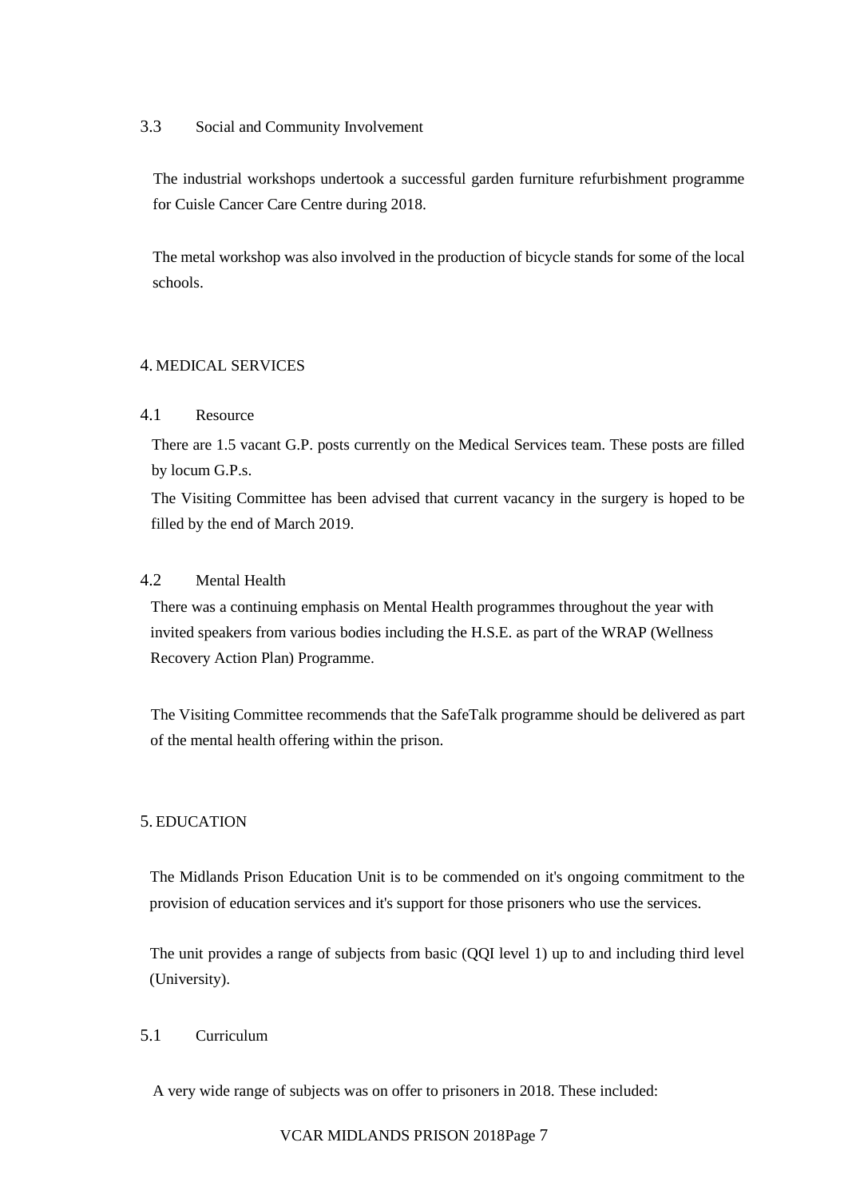### 3.3 Social and Community Involvement

The industrial workshops undertook a successful garden furniture refurbishment programme for Cuisle Cancer Care Centre during 2018.

The metal workshop was also involved in the production of bicycle stands for some of the local schools.

## 4. MEDICAL SERVICES

### 4.1 Resource

There are 1.5 vacant G.P. posts currently on the Medical Services team. These posts are filled by locum G.P.s.

The Visiting Committee has been advised that current vacancy in the surgery is hoped to be filled by the end of March 2019.

### 4.2 Mental Health

There was a continuing emphasis on Mental Health programmes throughout the year with invited speakers from various bodies including the H.S.E. as part of the WRAP (Wellness Recovery Action Plan) Programme.

The Visiting Committee recommends that the SafeTalk programme should be delivered as part of the mental health offering within the prison.

## 5. EDUCATION

The Midlands Prison Education Unit is to be commended on it's ongoing commitment to the provision of education services and it's support for those prisoners who use the services.

The unit provides a range of subjects from basic (QQI level 1) up to and including third level (University).

### 5.1 Curriculum

A very wide range of subjects was on offer to prisoners in 2018. These included: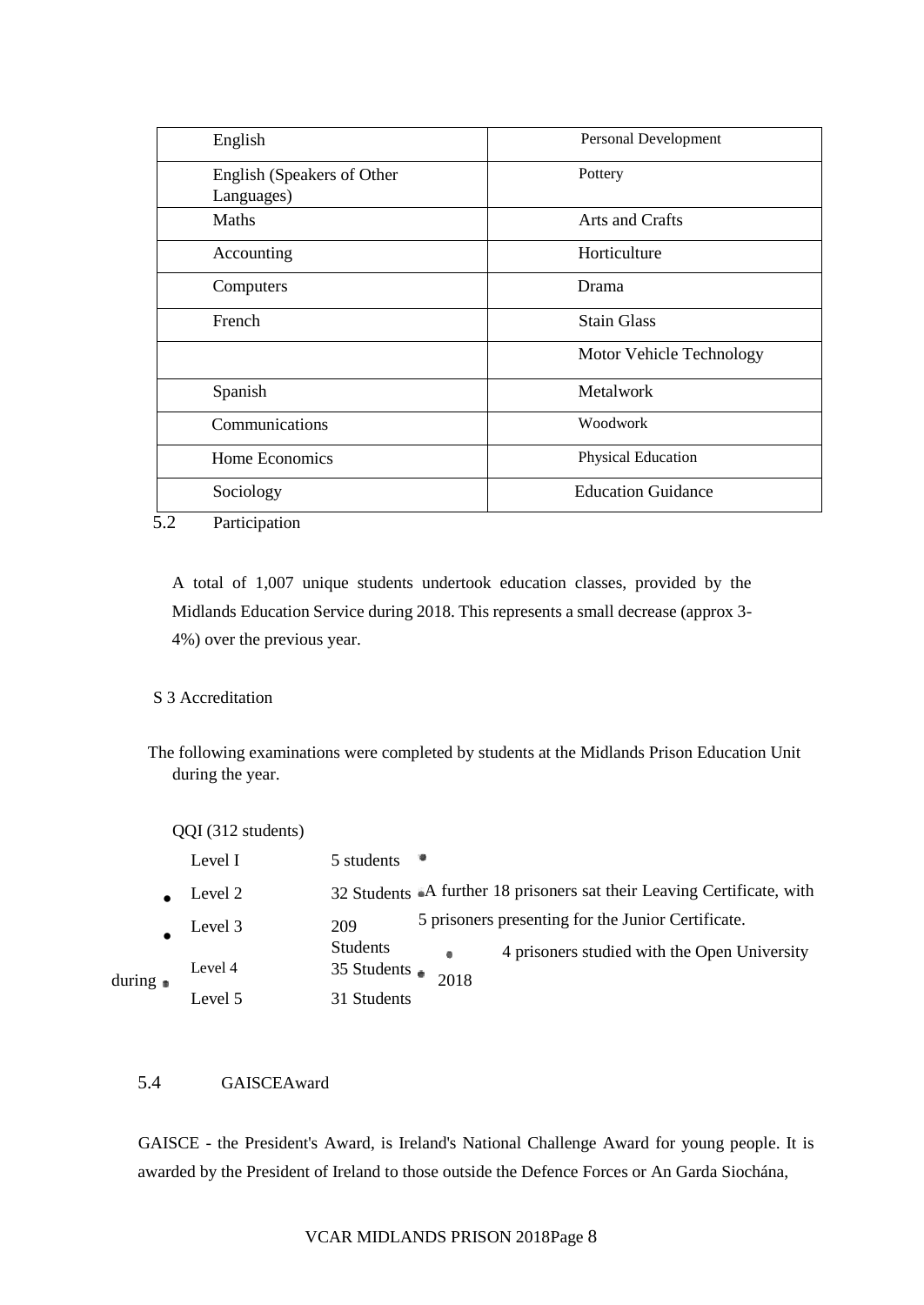| English | Personal Development |
|---|---|
| English (Speakers of Other Languages) | Pottery |
| Maths | Arts and Crafts |
| Accounting | Horticulture |
| Computers | Drama |
| French | Stain Glass |
| | Motor Vehicle Technology |
| Spanish | Metalwork |
| Communications | Woodwork |
| Home Economics | Physical Education |
| Sociology | Education Guidance |

## 5.2 Participation

A total of 1,007 unique students undertook education classes, provided by the Midlands Education Service during 2018. This represents a small decrease (approx 3-4%) over the previous year.

## S 3 Accreditation

The following examinations were completed by students at the Midlands Prison Education Unit during the year.

QQI (312 students)

- Level I — 5 students
- Level 2 — 32 Students
- Level 3 — 209 Students
- Level 4 — 35 Students
- Level 5 — 31 Students

- A further 18 prisoners sat their Leaving Certificate, with 5 prisoners presenting for the Junior Certificate.
- 4 prisoners studied with the Open University during 2018

## 5.4 GAISCEAward

GAISCE - the President's Award, is Ireland's National Challenge Award for young people. It is awarded by the President of Ireland to those outside the Defence Forces or An Garda Siochána,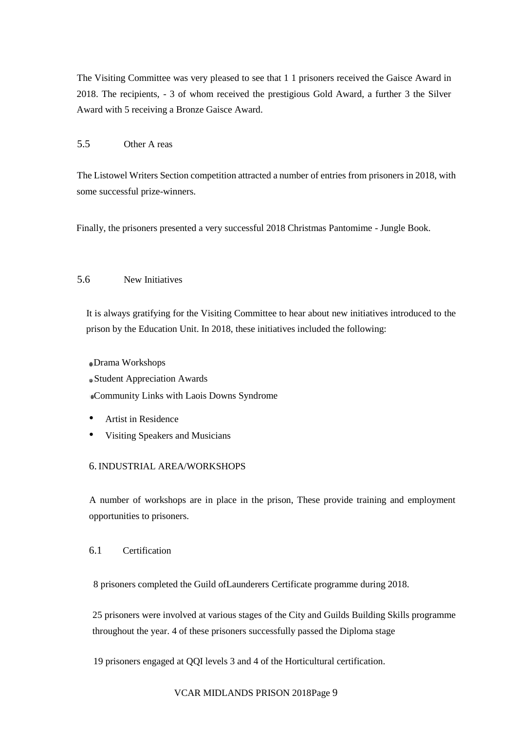The Visiting Committee was very pleased to see that 1 1 prisoners received the Gaisce Award in 2018. The recipients, - 3 of whom received the prestigious Gold Award, a further 3 the Silver Award with 5 receiving a Bronze Gaisce Award.

### 5.5 Other A reas

The Listowel Writers Section competition attracted a number of entries from prisoners in 2018, with some successful prize-winners.

Finally, the prisoners presented a very successful 2018 Christmas Pantomime - Jungle Book.

### 5.6 New Initiatives

It is always gratifying for the Visiting Committee to hear about new initiatives introduced to the prison by the Education Unit. In 2018, these initiatives included the following:

- Drama Workshops
- Student Appreciation Awards
- Community Links with Laois Downs Syndrome
- Artist in Residence
- Visiting Speakers and Musicians

## 6. INDUSTRIAL AREA/WORKSHOPS

A number of workshops are in place in the prison, These provide training and employment opportunities to prisoners.

### 6.1 Certification

8 prisoners completed the Guild ofLaunderers Certificate programme during 2018.

25 prisoners were involved at various stages of the City and Guilds Building Skills programme throughout the year. 4 of these prisoners successfully passed the Diploma stage

19 prisoners engaged at QQI levels 3 and 4 of the Horticultural certification.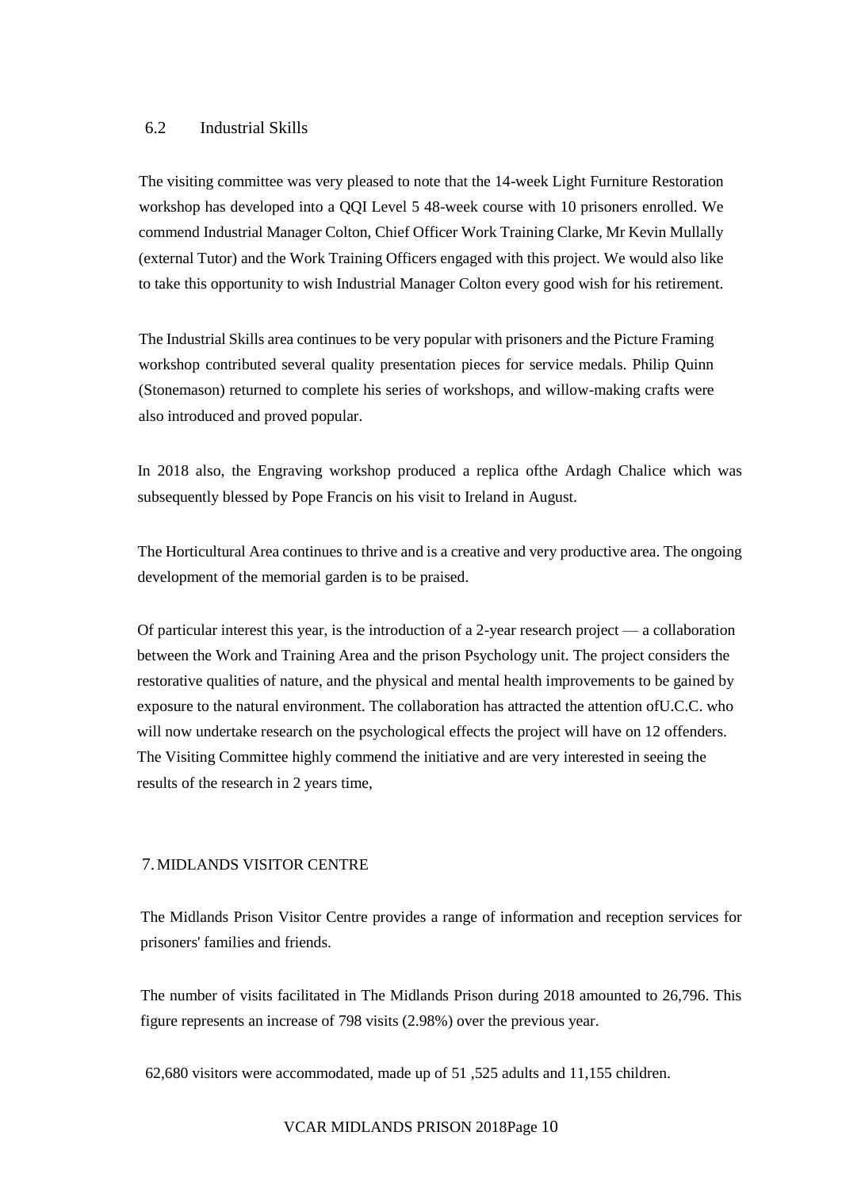## 6.2 Industrial Skills

The visiting committee was very pleased to note that the 14-week Light Furniture Restoration workshop has developed into a QQI Level 5 48-week course with 10 prisoners enrolled. We commend Industrial Manager Colton, Chief Officer Work Training Clarke, Mr Kevin Mullally (external Tutor) and the Work Training Officers engaged with this project. We would also like to take this opportunity to wish Industrial Manager Colton every good wish for his retirement.

The Industrial Skills area continues to be very popular with prisoners and the Picture Framing workshop contributed several quality presentation pieces for service medals. Philip Quinn (Stonemason) returned to complete his series of workshops, and willow-making crafts were also introduced and proved popular.

In 2018 also, the Engraving workshop produced a replica ofthe Ardagh Chalice which was subsequently blessed by Pope Francis on his visit to Ireland in August.

The Horticultural Area continues to thrive and is a creative and very productive area. The ongoing development of the memorial garden is to be praised.

Of particular interest this year, is the introduction of a 2-year research project — a collaboration between the Work and Training Area and the prison Psychology unit. The project considers the restorative qualities of nature, and the physical and mental health improvements to be gained by exposure to the natural environment. The collaboration has attracted the attention ofU.C.C. who will now undertake research on the psychological effects the project will have on 12 offenders. The Visiting Committee highly commend the initiative and are very interested in seeing the results of the research in 2 years time,

## 7. MIDLANDS VISITOR CENTRE

The Midlands Prison Visitor Centre provides a range of information and reception services for prisoners' families and friends.

The number of visits facilitated in The Midlands Prison during 2018 amounted to 26,796. This figure represents an increase of 798 visits (2.98%) over the previous year.

62,680 visitors were accommodated, made up of 51 ,525 adults and 11,155 children.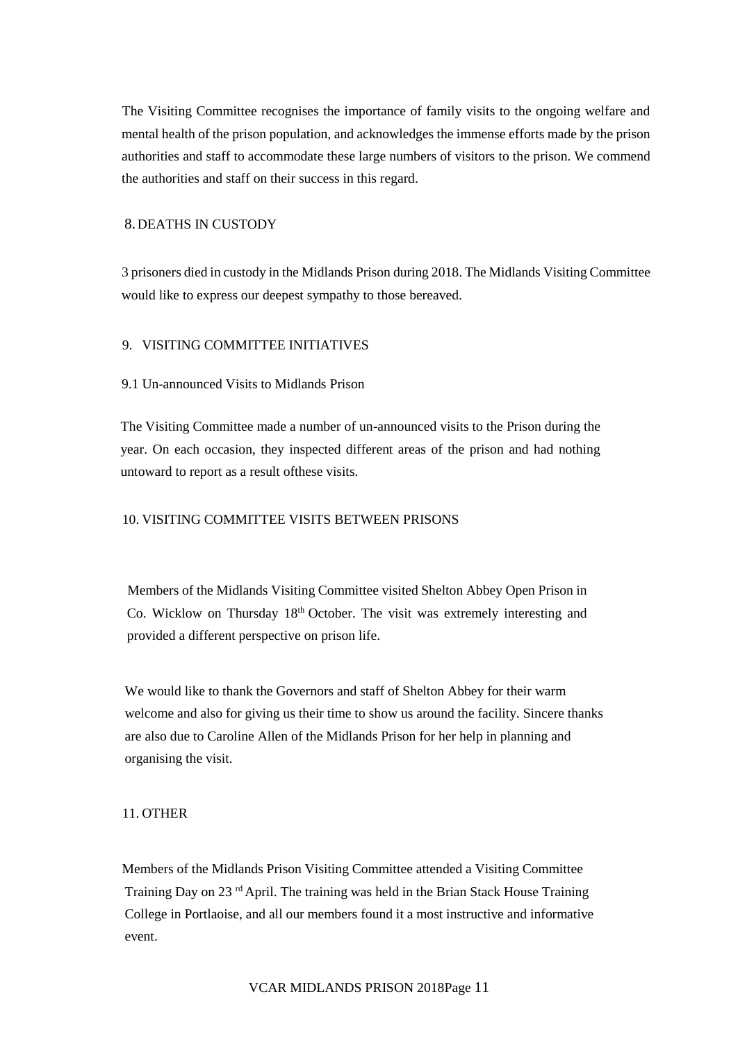The Visiting Committee recognises the importance of family visits to the ongoing welfare and mental health of the prison population, and acknowledges the immense efforts made by the prison authorities and staff to accommodate these large numbers of visitors to the prison. We commend the authorities and staff on their success in this regard.

## 8. DEATHS IN CUSTODY

3 prisoners died in custody in the Midlands Prison during 2018. The Midlands Visiting Committee would like to express our deepest sympathy to those bereaved.

## 9. VISITING COMMITTEE INITIATIVES

### 9.1 Un-announced Visits to Midlands Prison

The Visiting Committee made a number of un-announced visits to the Prison during the year. On each occasion, they inspected different areas of the prison and had nothing untoward to report as a result ofthese visits.

## 10. VISITING COMMITTEE VISITS BETWEEN PRISONS

Members of the Midlands Visiting Committee visited Shelton Abbey Open Prison in Co. Wicklow on Thursday 18th October. The visit was extremely interesting and provided a different perspective on prison life.

We would like to thank the Governors and staff of Shelton Abbey for their warm welcome and also for giving us their time to show us around the facility. Sincere thanks are also due to Caroline Allen of the Midlands Prison for her help in planning and organising the visit.

## 11. OTHER

Members of the Midlands Prison Visiting Committee attended a Visiting Committee Training Day on 23 rd April. The training was held in the Brian Stack House Training College in Portlaoise, and all our members found it a most instructive and informative event.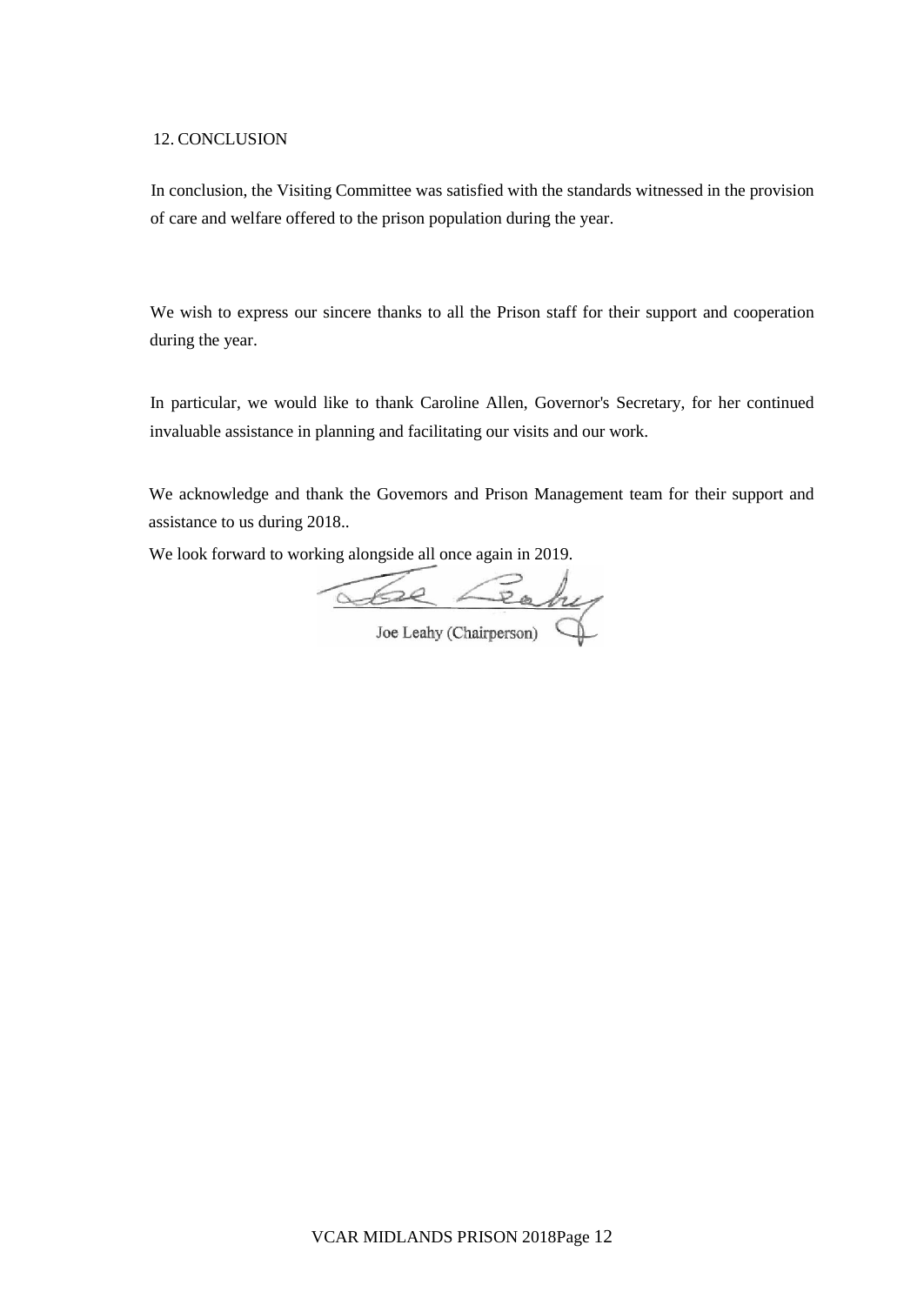## 12. CONCLUSION

In conclusion, the Visiting Committee was satisfied with the standards witnessed in the provision of care and welfare offered to the prison population during the year.

We wish to express our sincere thanks to all the Prison staff for their support and cooperation during the year.

In particular, we would like to thank Caroline Allen, Governor's Secretary, for her continued invaluable assistance in planning and facilitating our visits and our work.

We acknowledge and thank the Govemors and Prison Management team for their support and assistance to us during 2018..

We look forward to working alongside all once again in 2019.

Joe Leahy (Chairperson)